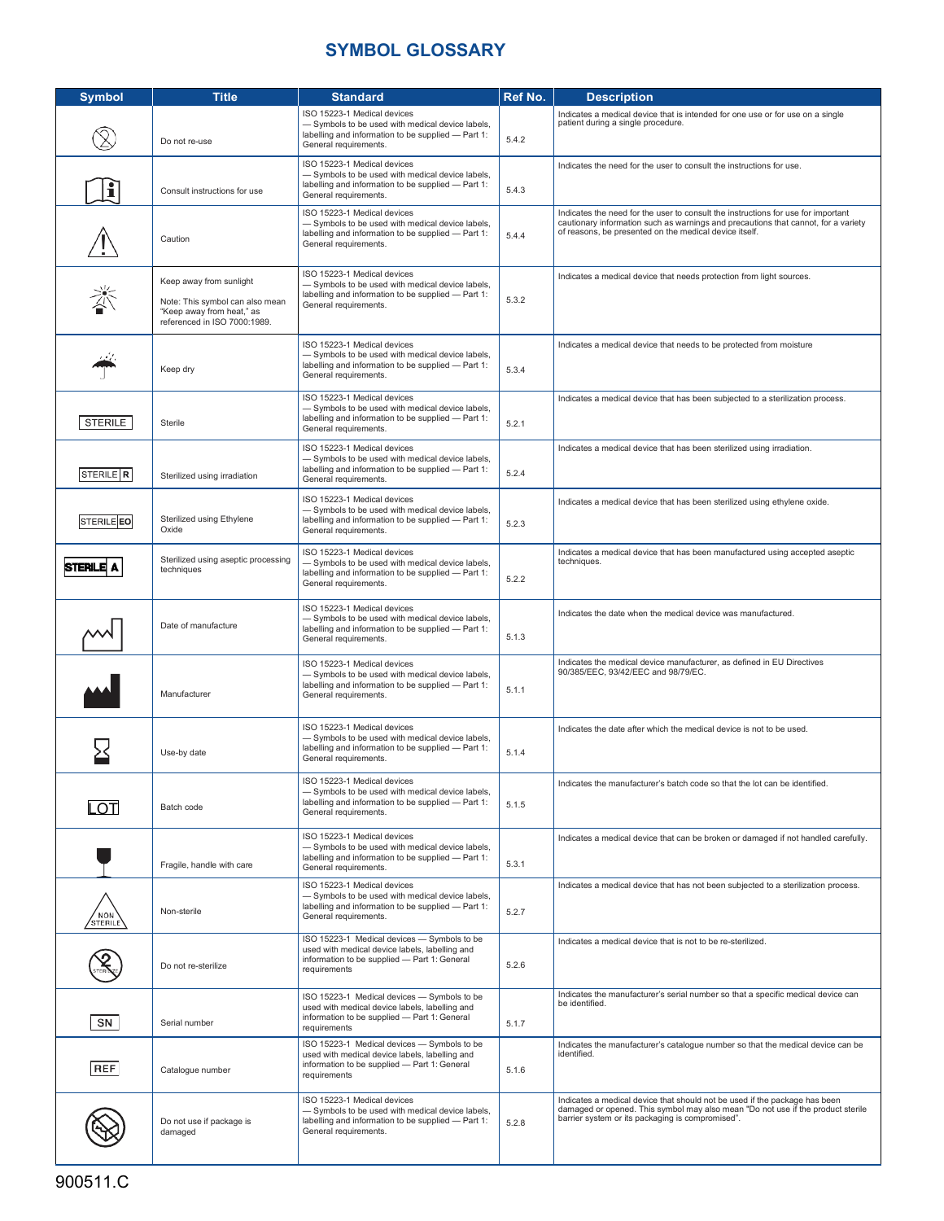# SYMBOL GLOSSARY

| Symbol | Title | Standard | Ref No. | Description |
|---|---|---|---|---|
| | Do not re-use | ISO 15223-1 Medical devices — Symbols to be used with medical device labels, labelling and information to be supplied — Part 1: General requirements. | 5.4.2 | Indicates a medical device that is intended for one use or for use on a single patient during a single procedure. |
| | Consult instructions for use | ISO 15223-1 Medical devices — Symbols to be used with medical device labels, labelling and information to be supplied — Part 1: General requirements. | 5.4.3 | Indicates the need for the user to consult the instructions for use. |
| | Caution | ISO 15223-1 Medical devices — Symbols to be used with medical device labels, labelling and information to be supplied — Part 1: General requirements. | 5.4.4 | Indicates the need for the user to consult the instructions for use for important cautionary information such as warnings and precautions that cannot, for a variety of reasons, be presented on the medical device itself. |
| | Keep away from sunlight<br>Note: This symbol can also mean "Keep away from heat," as referenced in ISO 7000:1989. | ISO 15223-1 Medical devices — Symbols to be used with medical device labels, labelling and information to be supplied — Part 1: General requirements. | 5.3.2 | Indicates a medical device that needs protection from light sources. |
| | Keep dry | ISO 15223-1 Medical devices — Symbols to be used with medical device labels, labelling and information to be supplied — Part 1: General requirements. | 5.3.4 | Indicates a medical device that needs to be protected from moisture |
| STERILE | Sterile | ISO 15223-1 Medical devices — Symbols to be used with medical device labels, labelling and information to be supplied — Part 1: General requirements. | 5.2.1 | Indicates a medical device that has been subjected to a sterilization process. |
| STERILE R | Sterilized using irradiation | ISO 15223-1 Medical devices — Symbols to be used with medical device labels, labelling and information to be supplied — Part 1: General requirements. | 5.2.4 | Indicates a medical device that has been sterilized using irradiation. |
| STERILE EO | Sterilized using Ethylene Oxide | ISO 15223-1 Medical devices — Symbols to be used with medical device labels, labelling and information to be supplied — Part 1: General requirements. | 5.2.3 | Indicates a medical device that has been sterilized using ethylene oxide. |
| STERILE A | Sterilized using aseptic processing techniques | ISO 15223-1 Medical devices — Symbols to be used with medical device labels, labelling and information to be supplied — Part 1: General requirements. | 5.2.2 | Indicates a medical device that has been manufactured using accepted aseptic techniques. |
| | Date of manufacture | ISO 15223-1 Medical devices — Symbols to be used with medical device labels, labelling and information to be supplied — Part 1: General requirements. | 5.1.3 | Indicates the date when the medical device was manufactured. |
| | Manufacturer | ISO 15223-1 Medical devices — Symbols to be used with medical device labels, labelling and information to be supplied — Part 1: General requirements. | 5.1.1 | Indicates the medical device manufacturer, as defined in EU Directives 90/385/EEC, 93/42/EEC and 98/79/EC. |
| | Use-by date | ISO 15223-1 Medical devices — Symbols to be used with medical device labels, labelling and information to be supplied — Part 1: General requirements. | 5.1.4 | Indicates the date after which the medical device is not to be used. |
| LOT | Batch code | ISO 15223-1 Medical devices — Symbols to be used with medical device labels, labelling and information to be supplied — Part 1: General requirements. | 5.1.5 | Indicates the manufacturer's batch code so that the lot can be identified. |
| | Fragile, handle with care | ISO 15223-1 Medical devices — Symbols to be used with medical device labels, labelling and information to be supplied — Part 1: General requirements. | 5.3.1 | Indicates a medical device that can be broken or damaged if not handled carefully. |
| NON STERILE | Non-sterile | ISO 15223-1 Medical devices — Symbols to be used with medical device labels, labelling and information to be supplied — Part 1: General requirements. | 5.2.7 | Indicates a medical device that has not been subjected to a sterilization process. |
| STERILIZE | Do not re-sterilize | ISO 15223-1 Medical devices — Symbols to be used with medical device labels, labelling and information to be supplied — Part 1: General requirements | 5.2.6 | Indicates a medical device that is not to be re-sterilized. |
| SN | Serial number | ISO 15223-1 Medical devices — Symbols to be used with medical device labels, labelling and information to be supplied — Part 1: General requirements | 5.1.7 | Indicates the manufacturer's serial number so that a specific medical device can be identified. |
| REF | Catalogue number | ISO 15223-1 Medical devices — Symbols to be used with medical device labels, labelling and information to be supplied — Part 1: General requirements | 5.1.6 | Indicates the manufacturer's catalogue number so that the medical device can be identified. |
| | Do not use if package is damaged | ISO 15223-1 Medical devices — Symbols to be used with medical device labels, labelling and information to be supplied — Part 1: General requirements. | 5.2.8 | Indicates a medical device that should not be used if the package has been damaged or opened. This symbol may also mean "Do not use if the product sterile barrier system or its packaging is compromised". |

900511.C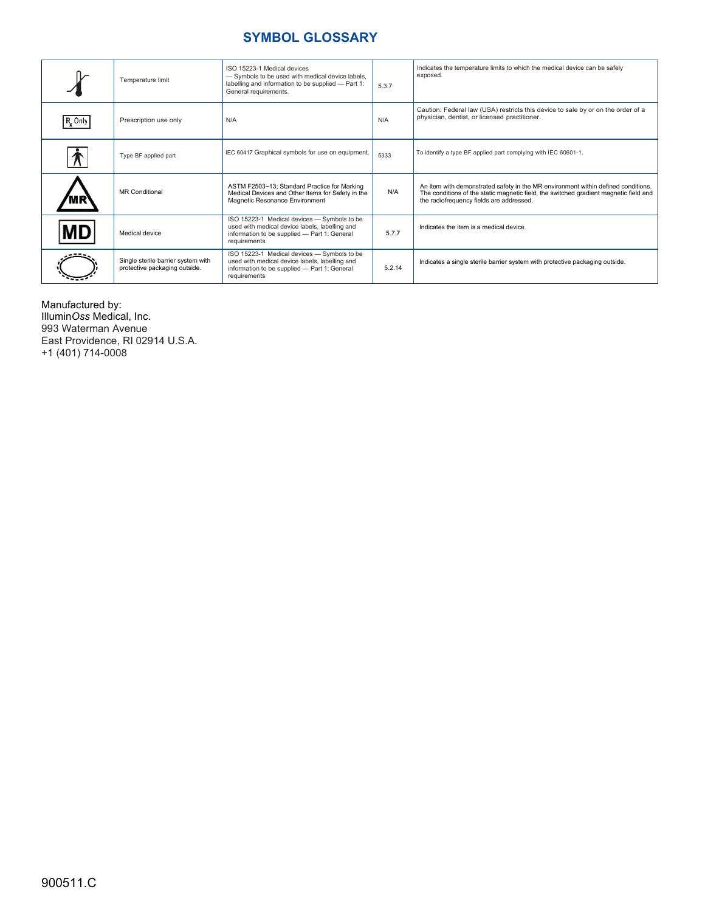## SYMBOL GLOSSARY

| | | | | |
|---|---|---|---|---|
| | Temperature limit | ISO 15223-1 Medical devices — Symbols to be used with medical device labels, labelling and information to be supplied — Part 1: General requirements. | 5.3.7 | Indicates the temperature limits to which the medical device can be safely exposed. |
| R<sub>x</sub> Only | Prescription use only | N/A | N/A | Caution: Federal law (USA) restricts this device to sale by or on the order of a physician, dentist, or licensed practitioner. |
| | Type BF applied part | IEC 60417 Graphical symbols for use on equipment. | 5333 | To identify a type BF applied part complying with IEC 60601-1. |
| MR | MR Conditional | ASTM F2503−13; Standard Practice for Marking Medical Devices and Other Items for Safety in the Magnetic Resonance Environment | N/A | An item with demonstrated safety in the MR environment within defined conditions. The conditions of the static magnetic field, the switched gradient magnetic field and the radiofrequency fields are addressed. |
| MD | Medical device | ISO 15223-1 Medical devices — Symbols to be used with medical device labels, labelling and information to be supplied — Part 1: General requirements | 5.7.7 | Indicates the item is a medical device. |
| | Single sterile barrier system with protective packaging outside. | ISO 15223-1 Medical devices — Symbols to be used with medical device labels, labelling and information to be supplied — Part 1: General requirements | 5.2.14 | Indicates a single sterile barrier system with protective packaging outside. |

Manufactured by:
Illumin*Oss* Medical, Inc.
993 Waterman Avenue
East Providence, RI 02914 U.S.A.
+1 (401) 714-0008

900511.C